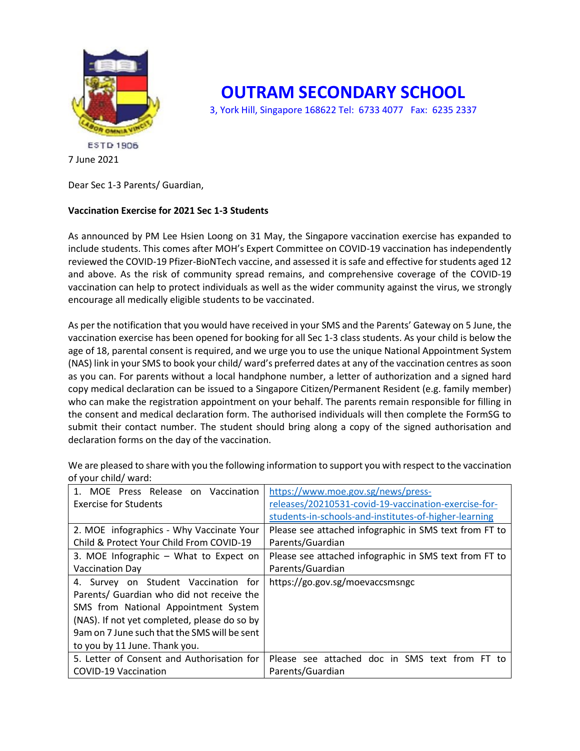# OUTRAM SECONDARY SCHOOL

3, York Hill, Singapore 168622 Tel: 6733 4077 Fax: 6235 2337

ESTD 1906

7 June 2021

Dear Sec 1-3 Parents/ Guardian,

**Vaccination Exercise for 2021 Sec 1-3 Students**

As announced by PM Lee Hsien Loong on 31 May, the Singapore vaccination exercise has expanded to include students. This comes after MOH's Expert Committee on COVID-19 vaccination has independently reviewed the COVID-19 Pfizer-BioNTech vaccine, and assessed it is safe and effective for students aged 12 and above. As the risk of community spread remains, and comprehensive coverage of the COVID-19 vaccination can help to protect individuals as well as the wider community against the virus, we strongly encourage all medically eligible students to be vaccinated.

As per the notification that you would have received in your SMS and the Parents' Gateway on 5 June, the vaccination exercise has been opened for booking for all Sec 1-3 class students. As your child is below the age of 18, parental consent is required, and we urge you to use the unique National Appointment System (NAS) link in your SMS to book your child/ ward's preferred dates at any of the vaccination centres as soon as you can. For parents without a local handphone number, a letter of authorization and a signed hard copy medical declaration can be issued to a Singapore Citizen/Permanent Resident (e.g. family member) who can make the registration appointment on your behalf. The parents remain responsible for filling in the consent and medical declaration form. The authorised individuals will then complete the FormSG to submit their contact number. The student should bring along a copy of the signed authorisation and declaration forms on the day of the vaccination.

We are pleased to share with you the following information to support you with respect to the vaccination of your child/ ward:

| | |
|---|---|
| 1. MOE Press Release on Vaccination Exercise for Students | https://www.moe.gov.sg/news/press-releases/20210531-covid-19-vaccination-exercise-for-students-in-schools-and-institutes-of-higher-learning |
| 2. MOE infographics - Why Vaccinate Your Child & Protect Your Child From COVID-19 | Please see attached infographic in SMS text from FT to Parents/Guardian |
| 3. MOE Infographic – What to Expect on Vaccination Day | Please see attached infographic in SMS text from FT to Parents/Guardian |
| 4. Survey on Student Vaccination for Parents/ Guardian who did not receive the SMS from National Appointment System (NAS). If not yet completed, please do so by 9am on 7 June such that the SMS will be sent to you by 11 June. Thank you. | https://go.gov.sg/moevaccsmsngc |
| 5. Letter of Consent and Authorisation for COVID-19 Vaccination | Please see attached doc in SMS text from FT to Parents/Guardian |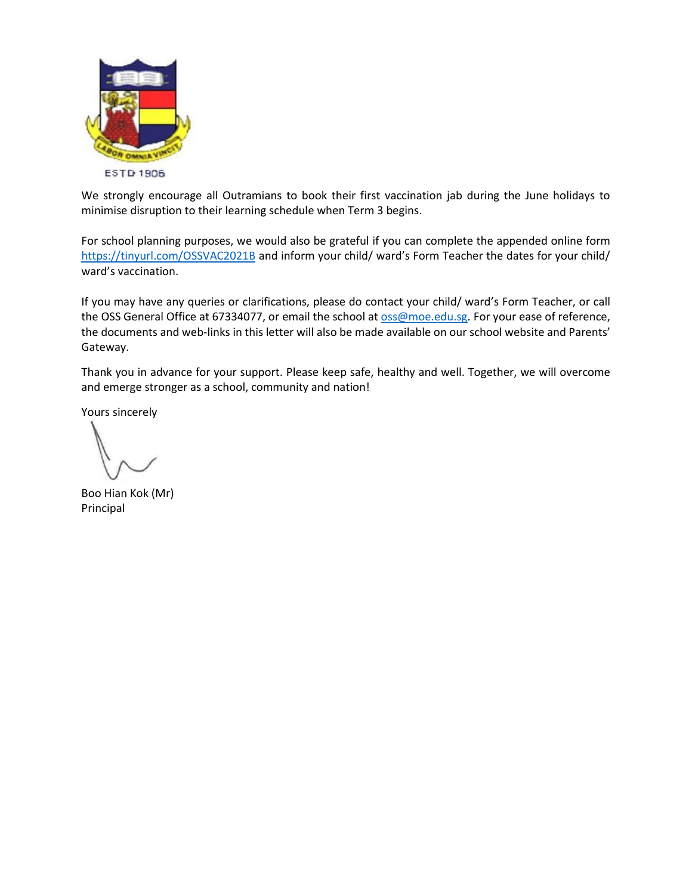We strongly encourage all Outramians to book their first vaccination jab during the June holidays to minimise disruption to their learning schedule when Term 3 begins.

For school planning purposes, we would also be grateful if you can complete the appended online form https://tinyurl.com/OSSVAC2021B and inform your child/ ward's Form Teacher the dates for your child/ ward's vaccination.

If you may have any queries or clarifications, please do contact your child/ ward's Form Teacher, or call the OSS General Office at 67334077, or email the school at oss@moe.edu.sg. For your ease of reference, the documents and web-links in this letter will also be made available on our school website and Parents' Gateway.

Thank you in advance for your support. Please keep safe, healthy and well. Together, we will overcome and emerge stronger as a school, community and nation!

Yours sincerely

Boo Hian Kok (Mr)
Principal